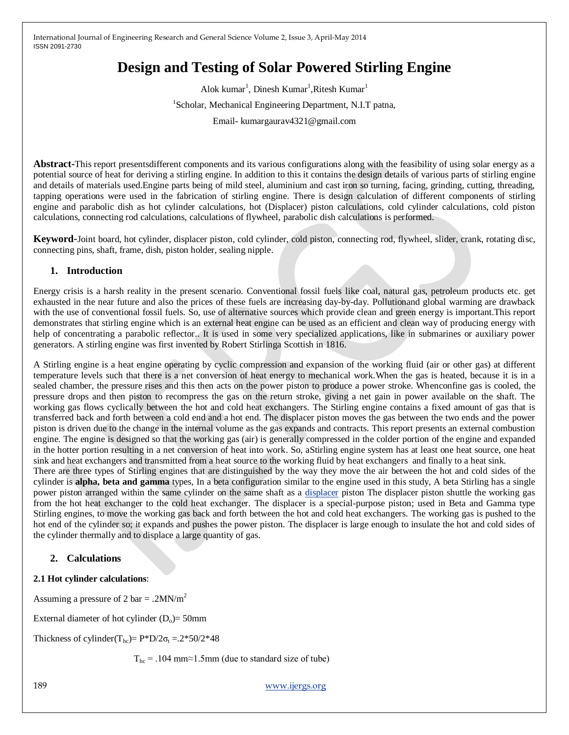# Design and Testing of Solar Powered Stirling Engine

Alok kumar[1], Dinesh Kumar[1],Ritesh Kumar[1]

[1]Scholar, Mechanical Engineering Department, N.I.T patna,

Email- kumargaurav4321@gmail.com

**Abstract**-This report presentsdifferent components and its various configurations along with the feasibility of using solar energy as a potential source of heat for deriving a stirling engine. In addition to this it contains the design details of various parts of stirling engine and details of materials used.Engine parts being of mild steel, aluminium and cast iron so turning, facing, grinding, cutting, threading, tapping operations were used in the fabrication of stirling engine. There is design calculation of different components of stirling engine and parabolic dish as hot cylinder calculations, hot (Displacer) piston calculations, cold cylinder calculations, cold piston calculations, connecting rod calculations, calculations of flywheel, parabolic dish calculations is performed.

**Keyword**-Joint board, hot cylinder, displacer piston, cold cylinder, cold piston, connecting rod, flywheel, slider, crank, rotating disc, connecting pins, shaft, frame, dish, piston holder, sealing nipple.

## 1. Introduction

Energy crisis is a harsh reality in the present scenario. Conventional fossil fuels like coal, natural gas, petroleum products etc. get exhausted in the near future and also the prices of these fuels are increasing day-by-day. Pollutionand global warming are drawback with the use of conventional fossil fuels. So, use of alternative sources which provide clean and green energy is important.This report demonstrates that stirling engine which is an external heat engine can be used as an efficient and clean way of producing energy with help of concentrating a parabolic reflector.. It is used in some very specialized applications, like in submarines or auxiliary power generators. A stirling engine was first invented by Robert Stirlinga Scottish in 1816.

A Stirling engine is a heat engine operating by cyclic compression and expansion of the working fluid (air or other gas) at different temperature levels such that there is a net conversion of heat energy to mechanical work.When the gas is heated, because it is in a sealed chamber, the pressure rises and this then acts on the power piston to produce a power stroke. Whenconfine gas is cooled, the pressure drops and then piston to recompress the gas on the return stroke, giving a net gain in power available on the shaft. The working gas flows cyclically between the hot and cold heat exchangers. The Stirling engine contains a fixed amount of gas that is transferred back and forth between a cold end and a hot end. The displacer piston moves the gas between the two ends and the power piston is driven due to the change in the internal volume as the gas expands and contracts. This report presents an external combustion engine. The engine is designed so that the working gas (air) is generally compressed in the colder portion of the engine and expanded in the hotter portion resulting in a net conversion of heat into work. So, aStirling engine system has at least one heat source, one heat sink and heat exchangers and transmitted from a heat source to the working fluid by heat exchangers and finally to a heat sink.

There are three types of Stirling engines that are distinguished by the way they move the air between the hot and cold sides of the cylinder is **alpha, beta and gamma** types, In a beta configuration similar to the engine used in this study, A beta Stirling has a single power piston arranged within the same cylinder on the same shaft as a displacer piston The displacer piston shuttle the working gas from the hot heat exchanger to the cold heat exchanger. The displacer is a special-purpose piston; used in Beta and Gamma type Stirling engines, to move the working gas back and forth between the hot and cold heat exchangers. The working gas is pushed to the hot end of the cylinder so; it expands and pushes the power piston. The displacer is large enough to insulate the hot and cold sides of the cylinder thermally and to displace a large quantity of gas.

## 2. Calculations

**2.1 Hot cylinder calculations**:

Assuming a pressure of 2 bar = .2MN/$m^2$

External diameter of hot cylinder ($D_o$)= 50mm

Thickness of cylinder($T_{hc}$)= $P*D/2\sigma_t$ =.2*50/2*48

$T_{hc}$ = .104 mm≈1.5mm (due to standard size of tube)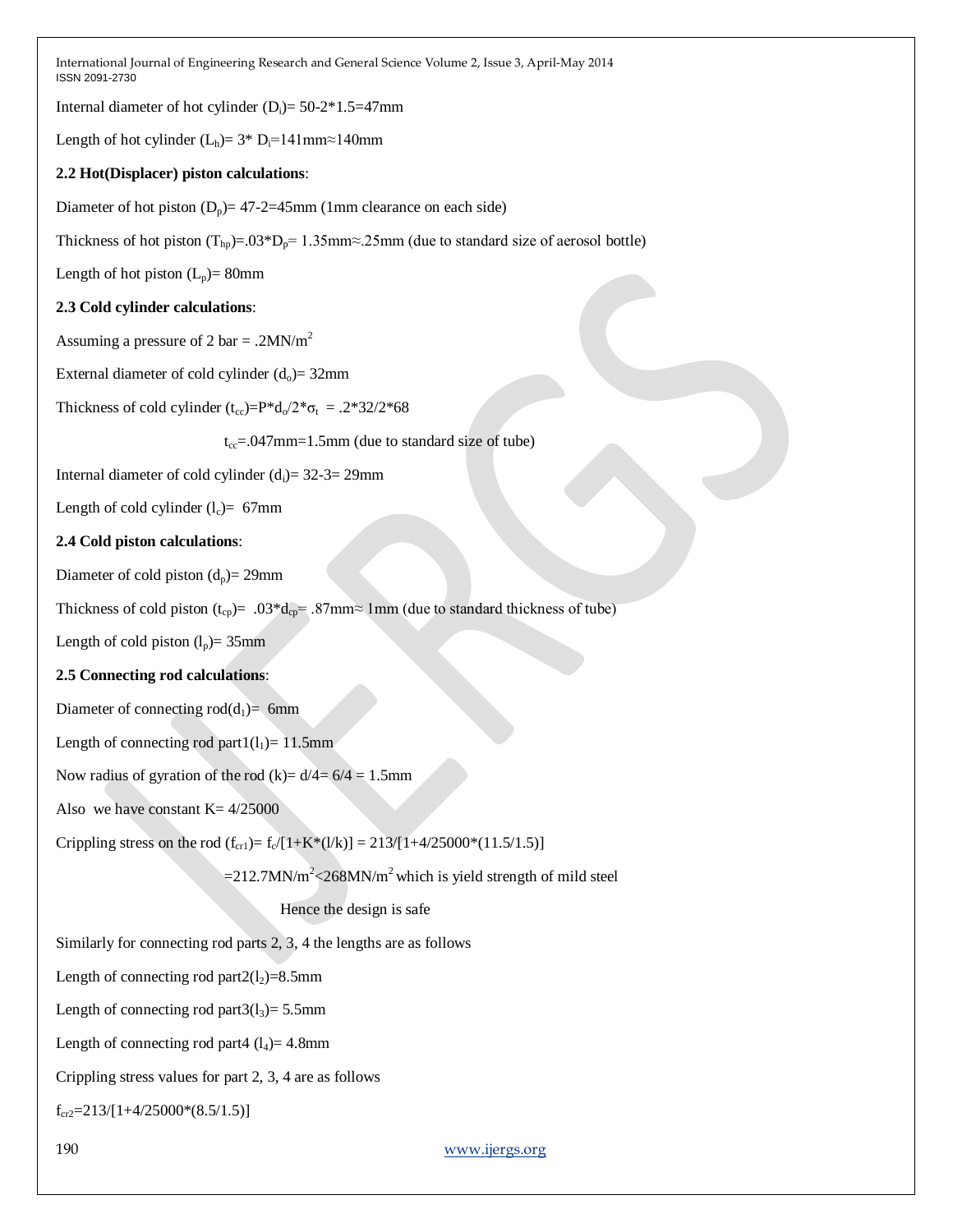Internal diameter of hot cylinder ($D_i$)= 50-2*1.5=47mm

Length of hot cylinder ($L_h$)= 3* $D_i$=141mm≈140mm

**2.2 Hot(Displacer) piston calculations**:

Diameter of hot piston ($D_p$)= 47-2=45mm (1mm clearance on each side)

Thickness of hot piston ($T_{hp}$)=.03*$D_p$= 1.35mm≈.25mm (due to standard size of aerosol bottle)

Length of hot piston ($L_p$)= 80mm

**2.3 Cold cylinder calculations**:

Assuming a pressure of 2 bar = .2MN/$m^2$

External diameter of cold cylinder ($d_o$)= 32mm

Thickness of cold cylinder ($t_{cc}$)=P*$d_o$/2*$\sigma_t$ = .2*32/2*68

$t_{cc}$=.047mm=1.5mm (due to standard size of tube)

Internal diameter of cold cylinder ($d_i$)= 32-3= 29mm

Length of cold cylinder ($l_c$)= 67mm

**2.4 Cold piston calculations**:

Diameter of cold piston ($d_p$)= 29mm

Thickness of cold piston ($t_{cp}$)= .03*$d_{cp}$= .87mm≈ 1mm (due to standard thickness of tube)

Length of cold piston ($l_p$)= 35mm

**2.5 Connecting rod calculations**:

Diameter of connecting rod($d_1$)= 6mm

Length of connecting rod part1($l_1$)= 11.5mm

Now radius of gyration of the rod (k)= d/4= 6/4 = 1.5mm

Also we have constant K= 4/25000

Crippling stress on the rod ($f_{cr1}$)= $f_c$/[1+K*(l/k)] = 213/[1+4/25000*(11.5/1.5)]

=212.7MN/$m^2$<268MN/$m^2$ which is yield strength of mild steel

Hence the design is safe

Similarly for connecting rod parts 2, 3, 4 the lengths are as follows

Length of connecting rod part2($l_2$)=8.5mm

Length of connecting rod part3($l_3$)= 5.5mm

Length of connecting rod part4 ($l_4$)= 4.8mm

Crippling stress values for part 2, 3, 4 are as follows

$f_{cr2}$=213/[1+4/25000*(8.5/1.5)]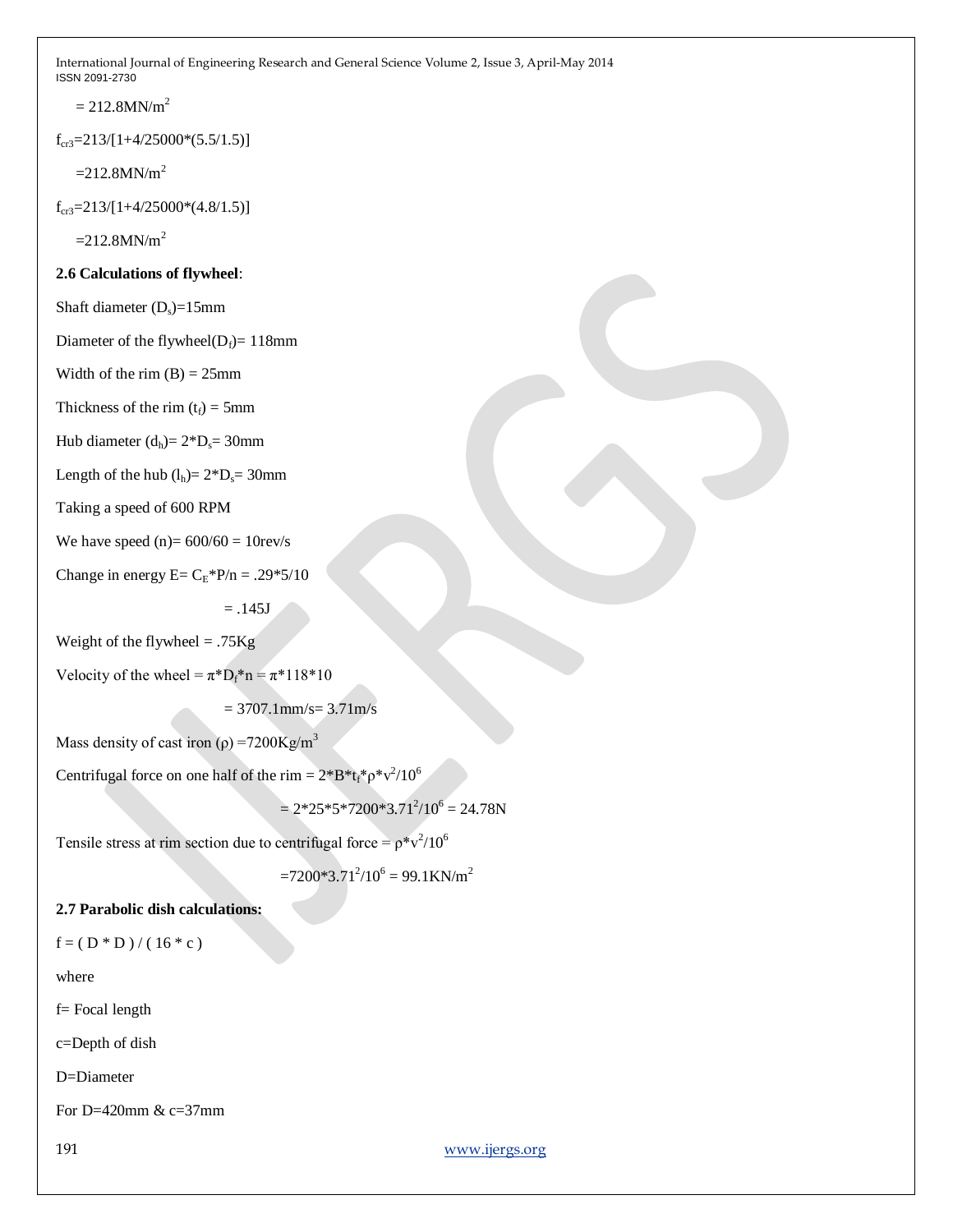$= 212.8 MN/m^2$

$f_{cr3}=213/[1+4/25000*(5.5/1.5)]$

$=212.8 MN/m^2$

$f_{cr3}=213/[1+4/25000*(4.8/1.5)]$

$=212.8 MN/m^2$

**2.6 Calculations of flywheel**:

Shaft diameter ($D_s$)=15mm

Diameter of the flywheel($D_f$)= 118mm

Width of the rim (B) = 25mm

Thickness of the rim ($t_f$) = 5mm

Hub diameter ($d_h$)= $2*D_s$= 30mm

Length of the hub ($l_h$)= $2*D_s$= 30mm

Taking a speed of 600 RPM

We have speed (n)= 600/60 = 10rev/s

Change in energy E= $C_E*P/n$ = .29*5/10

= .145J

Weight of the flywheel = .75Kg

Velocity of the wheel = $\pi*D_f*n = \pi*118*10$

= 3707.1mm/s= 3.71m/s

Mass density of cast iron ($\rho$) =7200Kg/m$^3$

Centrifugal force on one half of the rim = $2*B*t_f*\rho*v^2/10^6$

$= 2*25*5*7200*3.71^2/10^6 = 24.78N$

Tensile stress at rim section due to centrifugal force = $\rho*v^2/10^6$

$=7200*3.71^2/10^6 = 99.1 KN/m^2$

**2.7 Parabolic dish calculations:**

f = ( D * D ) / ( 16 * c )

where

f= Focal length

c=Depth of dish

D=Diameter

For D=420mm & c=37mm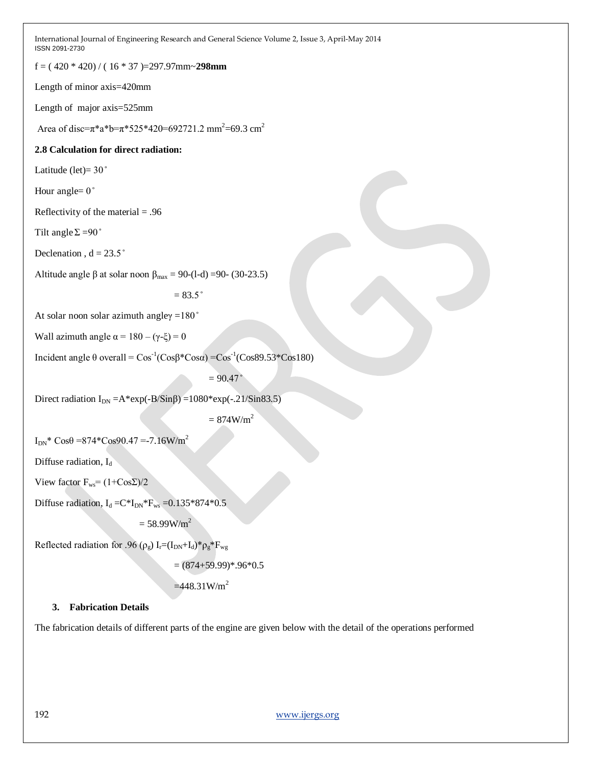$f = (420 * 420) / (16 * 37) = 297.97\text{mm} \sim$ **298mm**

Length of minor axis=420mm

Length of major axis=525mm

Area of disc=$\pi * a * b = \pi * 525 * 420 = 692721.2 \text{ mm}^2 = 69.3 \text{ cm}^2$

**2.8 Calculation for direct radiation:**

Latitude (let)= 30˚

Hour angle= 0˚

Reflectivity of the material = .96

Tilt angle $\Sigma = 90˚$

Declenation , d = 23.5˚

Altitude angle $\beta$ at solar noon $\beta_{max} = 90-(l-d) = 90-(30-23.5)$

$= 83.5˚$

At solar noon solar azimuth angle$\gamma = 180˚$

Wall azimuth angle $\alpha = 180 - (\gamma-\xi) = 0$

Incident angle $\theta$ overall = $\text{Cos}^{-1}(\text{Cos}\beta * \text{Cos}\alpha) = \text{Cos}^{-1}(\text{Cos}89.53 * \text{Cos}180)$

$= 90.47˚$

Direct radiation $I_{DN} = A * \exp(-B/\text{Sin}\beta) = 1080 * \exp(-.21/\text{Sin}83.5)$

$= 874 \text{W/m}^2$

$I_{DN} * \text{Cos}\theta = 874 * \text{Cos}90.47 = -7.16 \text{W/m}^2$

Diffuse radiation, $I_d$

View factor $F_{ws} = (1+\text{Cos}\Sigma)/2$

Diffuse radiation, $I_d = C * I_{DN} * F_{ws} = 0.135 * 874 * 0.5$

$= 58.99 \text{W/m}^2$

Reflected radiation for .96 ($\rho_g$) $I_r = (I_{DN} + I_d) * \rho_g * F_{wg}$

$= (874+59.99) * .96 * 0.5$

$= 448.31 \text{W/m}^2$

## 3. Fabrication Details

The fabrication details of different parts of the engine are given below with the detail of the operations performed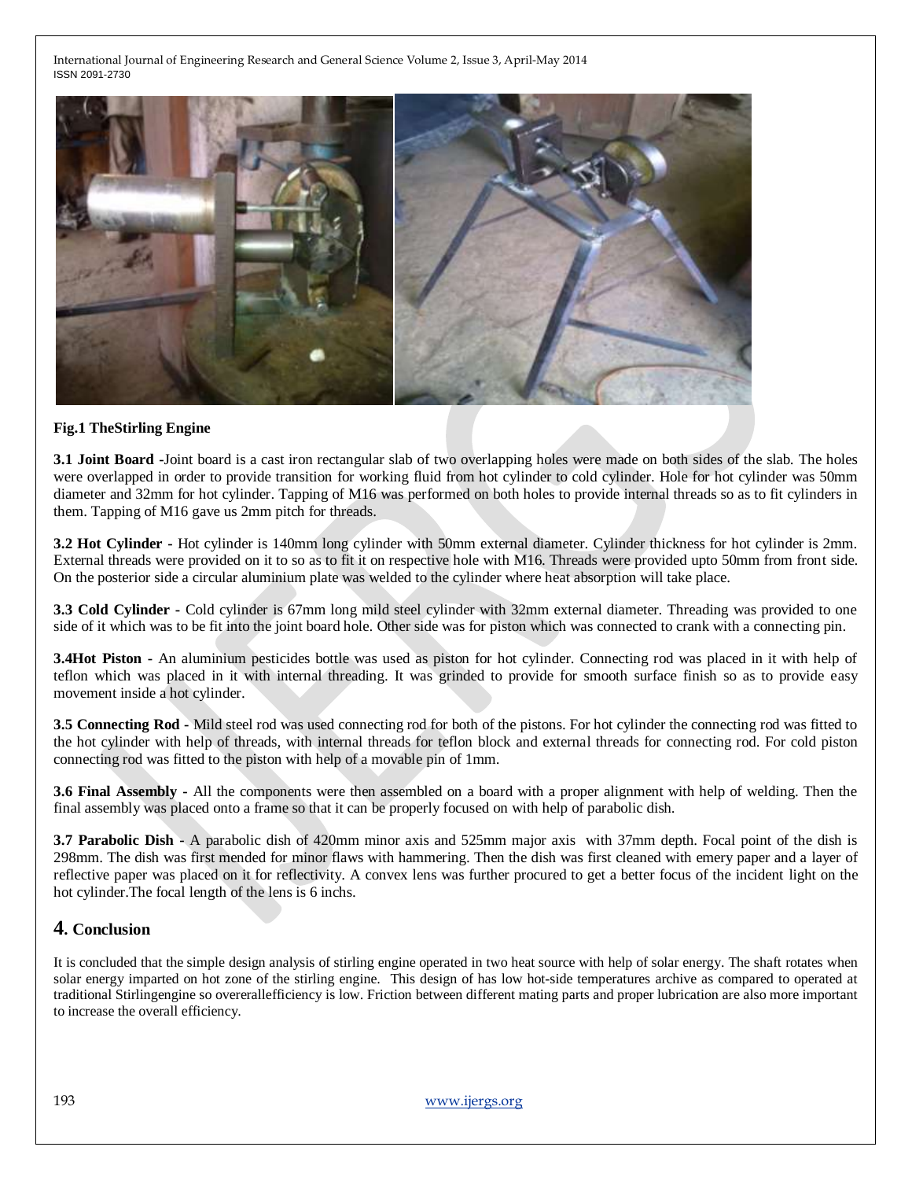**Fig.1 TheStirling Engine**

**3.1 Joint Board -**Joint board is a cast iron rectangular slab of two overlapping holes were made on both sides of the slab. The holes were overlapped in order to provide transition for working fluid from hot cylinder to cold cylinder. Hole for hot cylinder was 50mm diameter and 32mm for hot cylinder. Tapping of M16 was performed on both holes to provide internal threads so as to fit cylinders in them. Tapping of M16 gave us 2mm pitch for threads.

**3.2 Hot Cylinder -** Hot cylinder is 140mm long cylinder with 50mm external diameter. Cylinder thickness for hot cylinder is 2mm. External threads were provided on it to so as to fit it on respective hole with M16. Threads were provided upto 50mm from front side. On the posterior side a circular aluminium plate was welded to the cylinder where heat absorption will take place.

**3.3 Cold Cylinder -** Cold cylinder is 67mm long mild steel cylinder with 32mm external diameter. Threading was provided to one side of it which was to be fit into the joint board hole. Other side was for piston which was connected to crank with a connecting pin.

**3.4Hot Piston -** An aluminium pesticides bottle was used as piston for hot cylinder. Connecting rod was placed in it with help of teflon which was placed in it with internal threading. It was grinded to provide for smooth surface finish so as to provide easy movement inside a hot cylinder.

**3.5 Connecting Rod -** Mild steel rod was used connecting rod for both of the pistons. For hot cylinder the connecting rod was fitted to the hot cylinder with help of threads, with internal threads for teflon block and external threads for connecting rod. For cold piston connecting rod was fitted to the piston with help of a movable pin of 1mm.

**3.6 Final Assembly -** All the components were then assembled on a board with a proper alignment with help of welding. Then the final assembly was placed onto a frame so that it can be properly focused on with help of parabolic dish.

**3.7 Parabolic Dish -** A parabolic dish of 420mm minor axis and 525mm major axis with 37mm depth. Focal point of the dish is 298mm. The dish was first mended for minor flaws with hammering. Then the dish was first cleaned with emery paper and a layer of reflective paper was placed on it for reflectivity. A convex lens was further procured to get a better focus of the incident light on the hot cylinder.The focal length of the lens is 6 inchs.

## 4. Conclusion

It is concluded that the simple design analysis of stirling engine operated in two heat source with help of solar energy. The shaft rotates when solar energy imparted on hot zone of the stirling engine. This design of has low hot-side temperatures archive as compared to operated at traditional Stirlingengine so overerallefficiency is low. Friction between different mating parts and proper lubrication are also more important to increase the overall efficiency.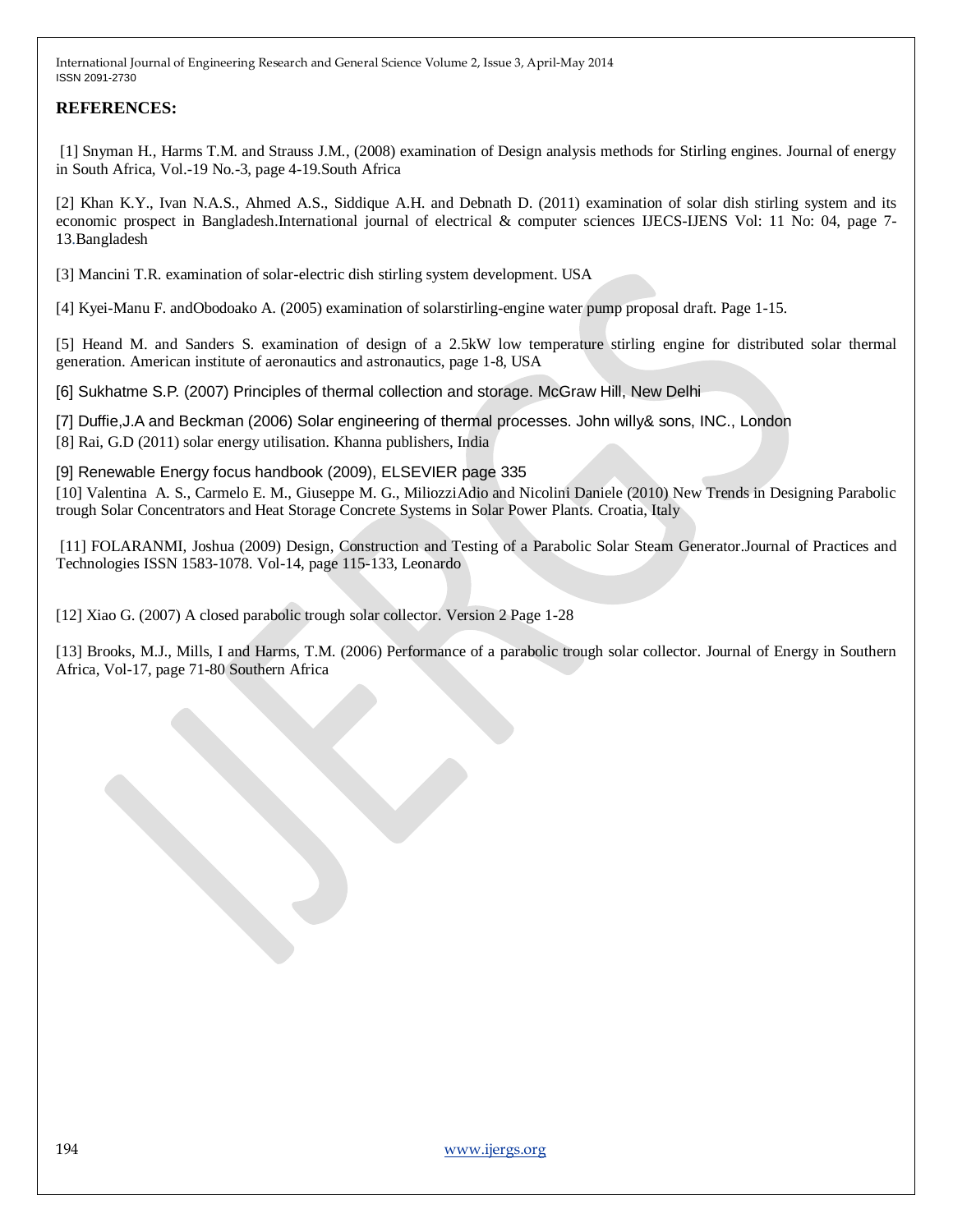**REFERENCES:**

[1] Snyman H., Harms T.M. and Strauss J.M., (2008) examination of Design analysis methods for Stirling engines. Journal of energy in South Africa, Vol.-19 No.-3, page 4-19.South Africa

[2] Khan K.Y., Ivan N.A.S., Ahmed A.S., Siddique A.H. and Debnath D. (2011) examination of solar dish stirling system and its economic prospect in Bangladesh.International journal of electrical & computer sciences IJECS-IJENS Vol: 11 No: 04, page 7-13.Bangladesh

[3] Mancini T.R. examination of solar-electric dish stirling system development. USA

[4] Kyei-Manu F. andObodoako A. (2005) examination of solarstirling-engine water pump proposal draft. Page 1-15.

[5] Heand M. and Sanders S. examination of design of a 2.5kW low temperature stirling engine for distributed solar thermal generation. American institute of aeronautics and astronautics, page 1-8, USA

[6] Sukhatme S.P. (2007) Principles of thermal collection and storage. McGraw Hill, New Delhi

[7] Duffie,J.A and Beckman (2006) Solar engineering of thermal processes. John willy& sons, INC., London

[8] Rai, G.D (2011) solar energy utilisation. Khanna publishers, India

[9] Renewable Energy focus handbook (2009), ELSEVIER page 335

[10] Valentina A. S., Carmelo E. M., Giuseppe M. G., MiliozziAdio and Nicolini Daniele (2010) New Trends in Designing Parabolic trough Solar Concentrators and Heat Storage Concrete Systems in Solar Power Plants. Croatia, Italy

[11] FOLARANMI, Joshua (2009) Design, Construction and Testing of a Parabolic Solar Steam Generator.Journal of Practices and Technologies ISSN 1583-1078. Vol-14, page 115-133, Leonardo

[12] Xiao G. (2007) A closed parabolic trough solar collector. Version 2 Page 1-28

[13] Brooks, M.J., Mills, I and Harms, T.M. (2006) Performance of a parabolic trough solar collector. Journal of Energy in Southern Africa, Vol-17, page 71-80 Southern Africa